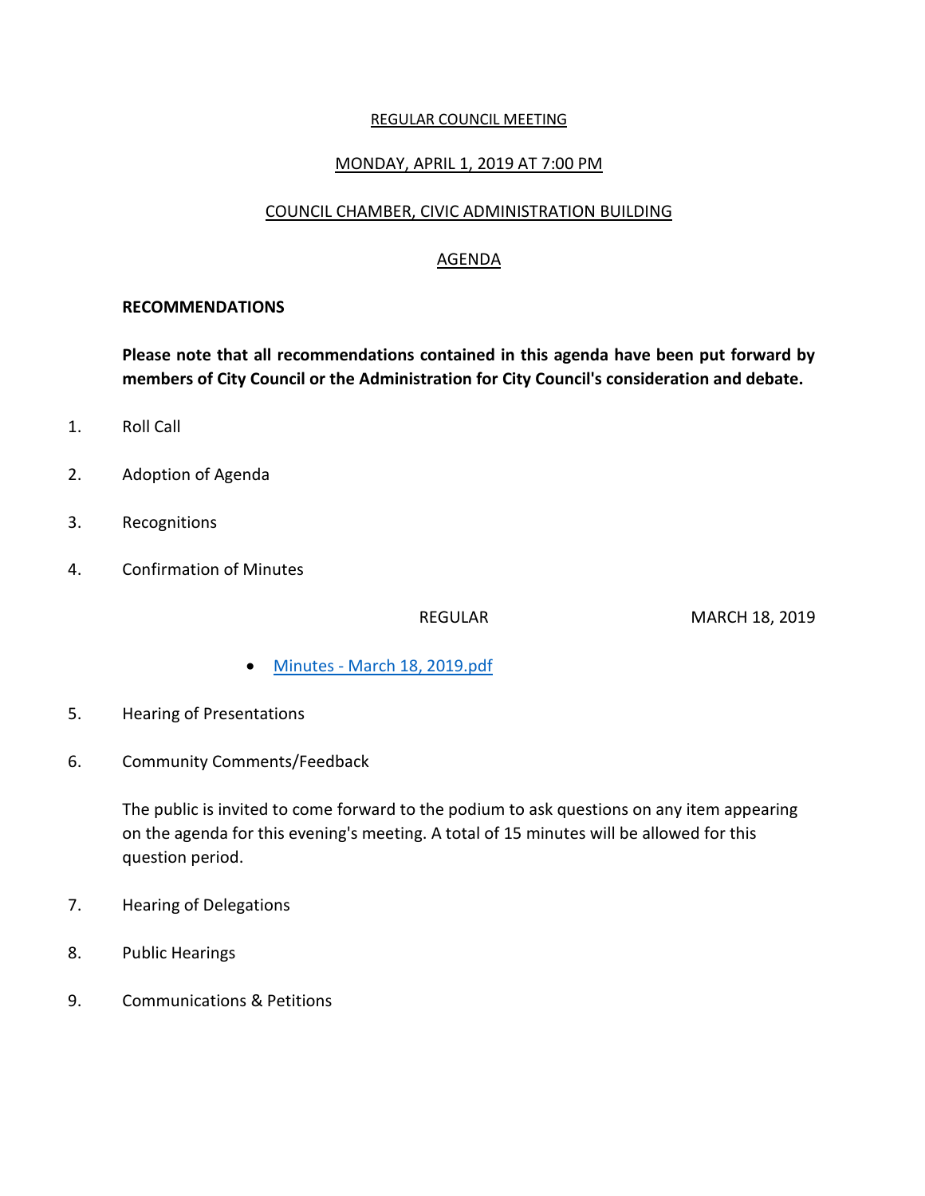REGULAR COUNCIL MEETING

MONDAY, APRIL 1, 2019 AT 7:00 PM

COUNCIL CHAMBER, CIVIC ADMINISTRATION BUILDING

AGENDA

**RECOMMENDATIONS**

**Please note that all recommendations contained in this agenda have been put forward by members of City Council or the Administration for City Council's consideration and debate.**

1. Roll Call

2. Adoption of Agenda

3. Recognitions

4. Confirmation of Minutes

   REGULAR MARCH 18, 2019

   - Minutes - March 18, 2019.pdf

5. Hearing of Presentations

6. Community Comments/Feedback

   The public is invited to come forward to the podium to ask questions on any item appearing on the agenda for this evening's meeting. A total of 15 minutes will be allowed for this question period.

7. Hearing of Delegations

8. Public Hearings

9. Communications & Petitions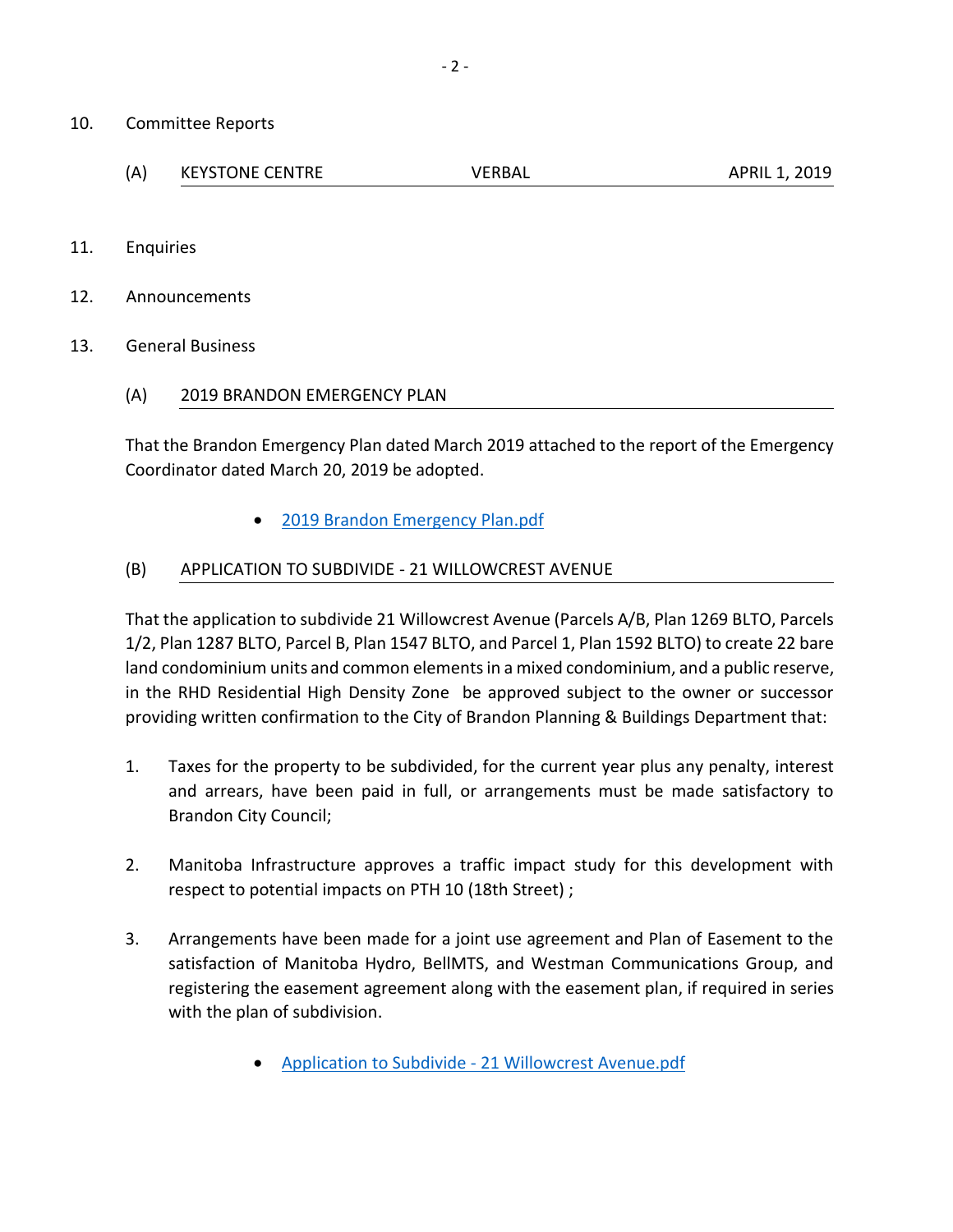10. Committee Reports

    (A) KEYSTONE CENTRE VERBAL APRIL 1, 2019

11. Enquiries

12. Announcements

13. General Business

    (A) 2019 BRANDON EMERGENCY PLAN

That the Brandon Emergency Plan dated March 2019 attached to the report of the Emergency Coordinator dated March 20, 2019 be adopted.

- 2019 Brandon Emergency Plan.pdf

(B) APPLICATION TO SUBDIVIDE - 21 WILLOWCREST AVENUE

That the application to subdivide 21 Willowcrest Avenue (Parcels A/B, Plan 1269 BLTO, Parcels 1/2, Plan 1287 BLTO, Parcel B, Plan 1547 BLTO, and Parcel 1, Plan 1592 BLTO) to create 22 bare land condominium units and common elements in a mixed condominium, and a public reserve, in the RHD Residential High Density Zone be approved subject to the owner or successor providing written confirmation to the City of Brandon Planning & Buildings Department that:

1. Taxes for the property to be subdivided, for the current year plus any penalty, interest and arrears, have been paid in full, or arrangements must be made satisfactory to Brandon City Council;

2. Manitoba Infrastructure approves a traffic impact study for this development with respect to potential impacts on PTH 10 (18th Street) ;

3. Arrangements have been made for a joint use agreement and Plan of Easement to the satisfaction of Manitoba Hydro, BellMTS, and Westman Communications Group, and registering the easement agreement along with the easement plan, if required in series with the plan of subdivision.

- Application to Subdivide - 21 Willowcrest Avenue.pdf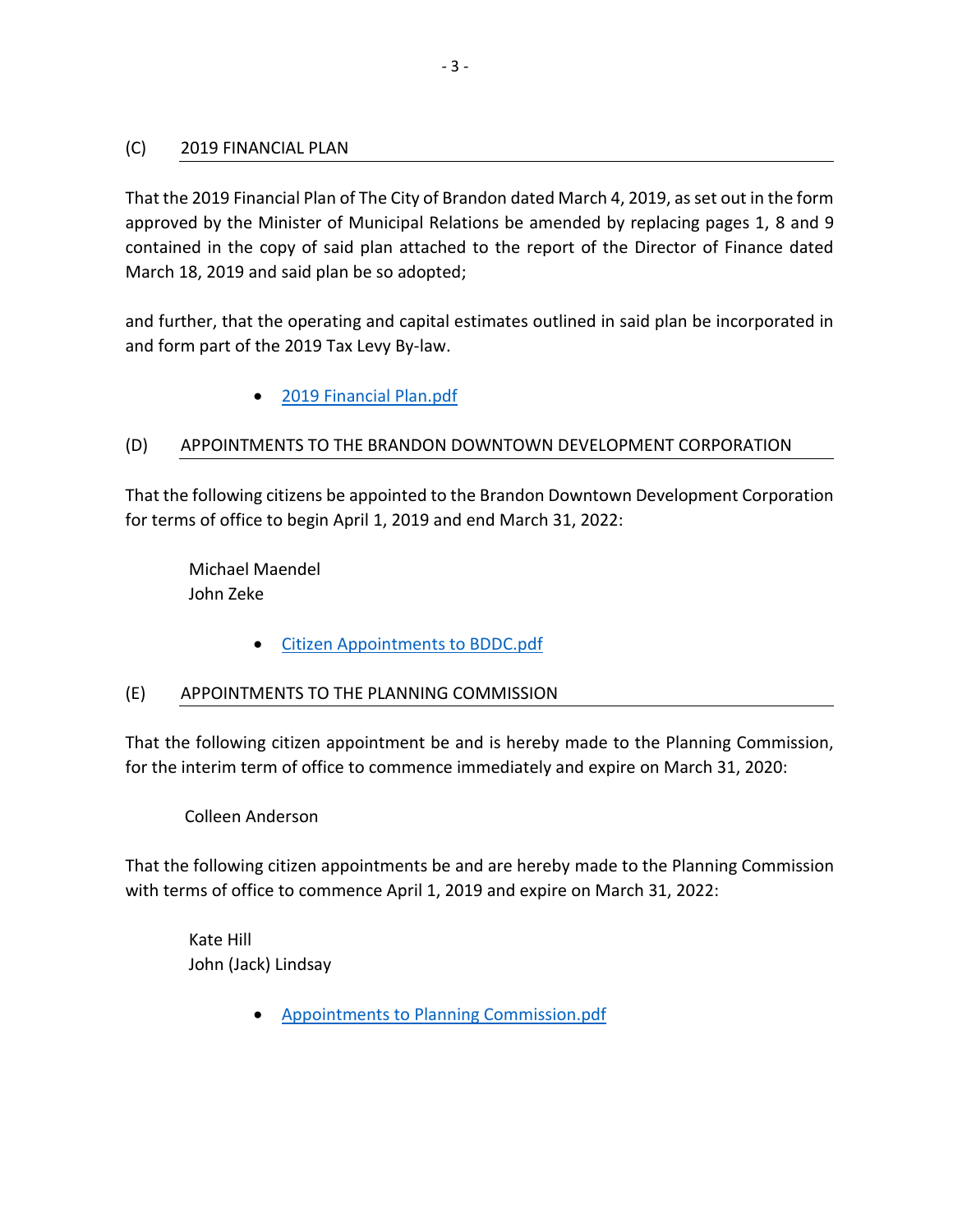## (C) 2019 FINANCIAL PLAN

That the 2019 Financial Plan of The City of Brandon dated March 4, 2019, as set out in the form approved by the Minister of Municipal Relations be amended by replacing pages 1, 8 and 9 contained in the copy of said plan attached to the report of the Director of Finance dated March 18, 2019 and said plan be so adopted;

and further, that the operating and capital estimates outlined in said plan be incorporated in and form part of the 2019 Tax Levy By-law.

- 2019 Financial Plan.pdf

## (D) APPOINTMENTS TO THE BRANDON DOWNTOWN DEVELOPMENT CORPORATION

That the following citizens be appointed to the Brandon Downtown Development Corporation for terms of office to begin April 1, 2019 and end March 31, 2022:

Michael Maendel
John Zeke

- Citizen Appointments to BDDC.pdf

## (E) APPOINTMENTS TO THE PLANNING COMMISSION

That the following citizen appointment be and is hereby made to the Planning Commission, for the interim term of office to commence immediately and expire on March 31, 2020:

Colleen Anderson

That the following citizen appointments be and are hereby made to the Planning Commission with terms of office to commence April 1, 2019 and expire on March 31, 2022:

Kate Hill
John (Jack) Lindsay

- Appointments to Planning Commission.pdf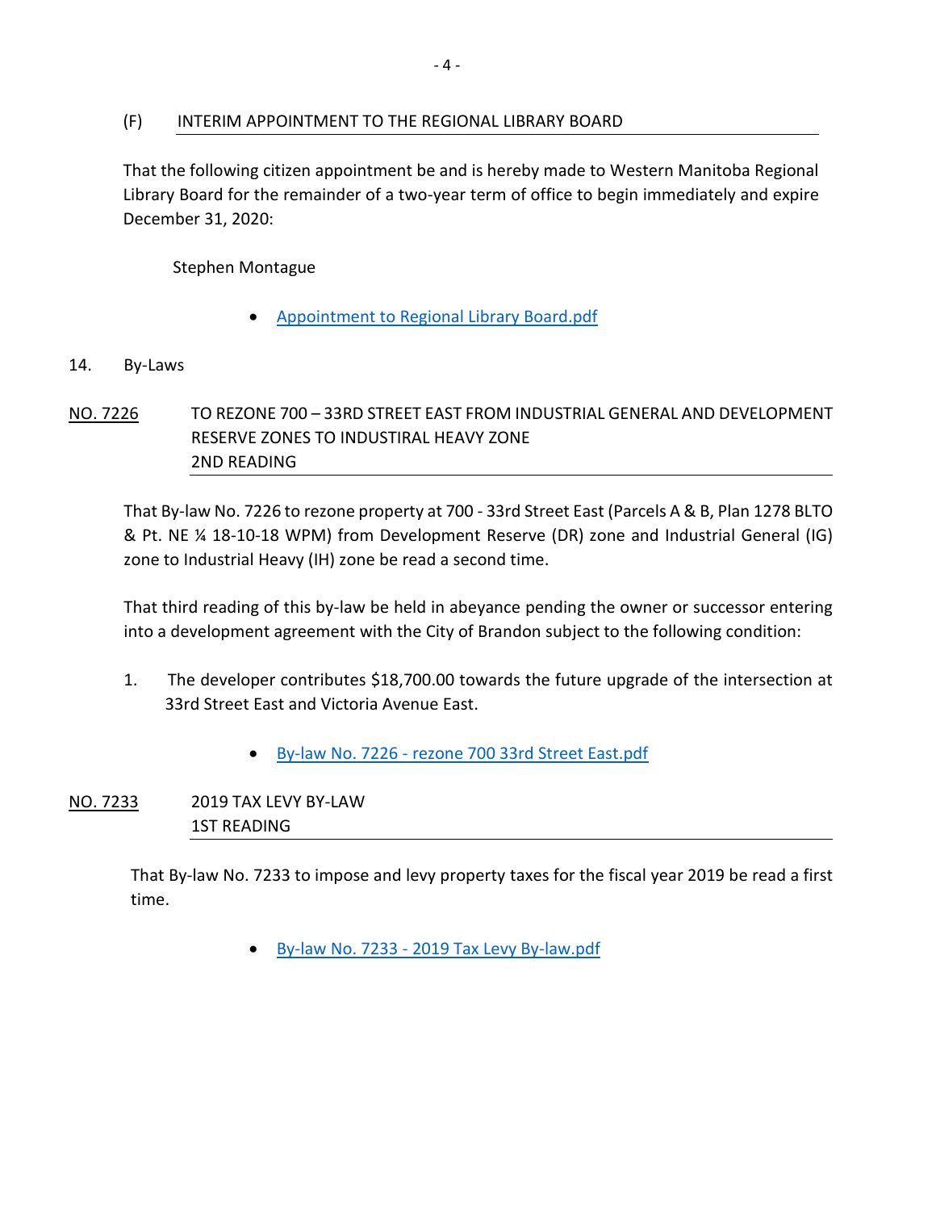### (F) INTERIM APPOINTMENT TO THE REGIONAL LIBRARY BOARD

That the following citizen appointment be and is hereby made to Western Manitoba Regional Library Board for the remainder of a two-year term of office to begin immediately and expire December 31, 2020:

Stephen Montague

- Appointment to Regional Library Board.pdf

## 14. By-Laws

### NO. 7226 TO REZONE 700 – 33RD STREET EAST FROM INDUSTRIAL GENERAL AND DEVELOPMENT RESERVE ZONES TO INDUSTIRAL HEAVY ZONE
### 2ND READING

That By-law No. 7226 to rezone property at 700 - 33rd Street East (Parcels A & B, Plan 1278 BLTO & Pt. NE ¼ 18-10-18 WPM) from Development Reserve (DR) zone and Industrial General (IG) zone to Industrial Heavy (IH) zone be read a second time.

That third reading of this by-law be held in abeyance pending the owner or successor entering into a development agreement with the City of Brandon subject to the following condition:

1. The developer contributes $18,700.00 towards the future upgrade of the intersection at 33rd Street East and Victoria Avenue East.

- By-law No. 7226 - rezone 700 33rd Street East.pdf

### NO. 7233 2019 TAX LEVY BY-LAW
### 1ST READING

That By-law No. 7233 to impose and levy property taxes for the fiscal year 2019 be read a first time.

- By-law No. 7233 - 2019 Tax Levy By-law.pdf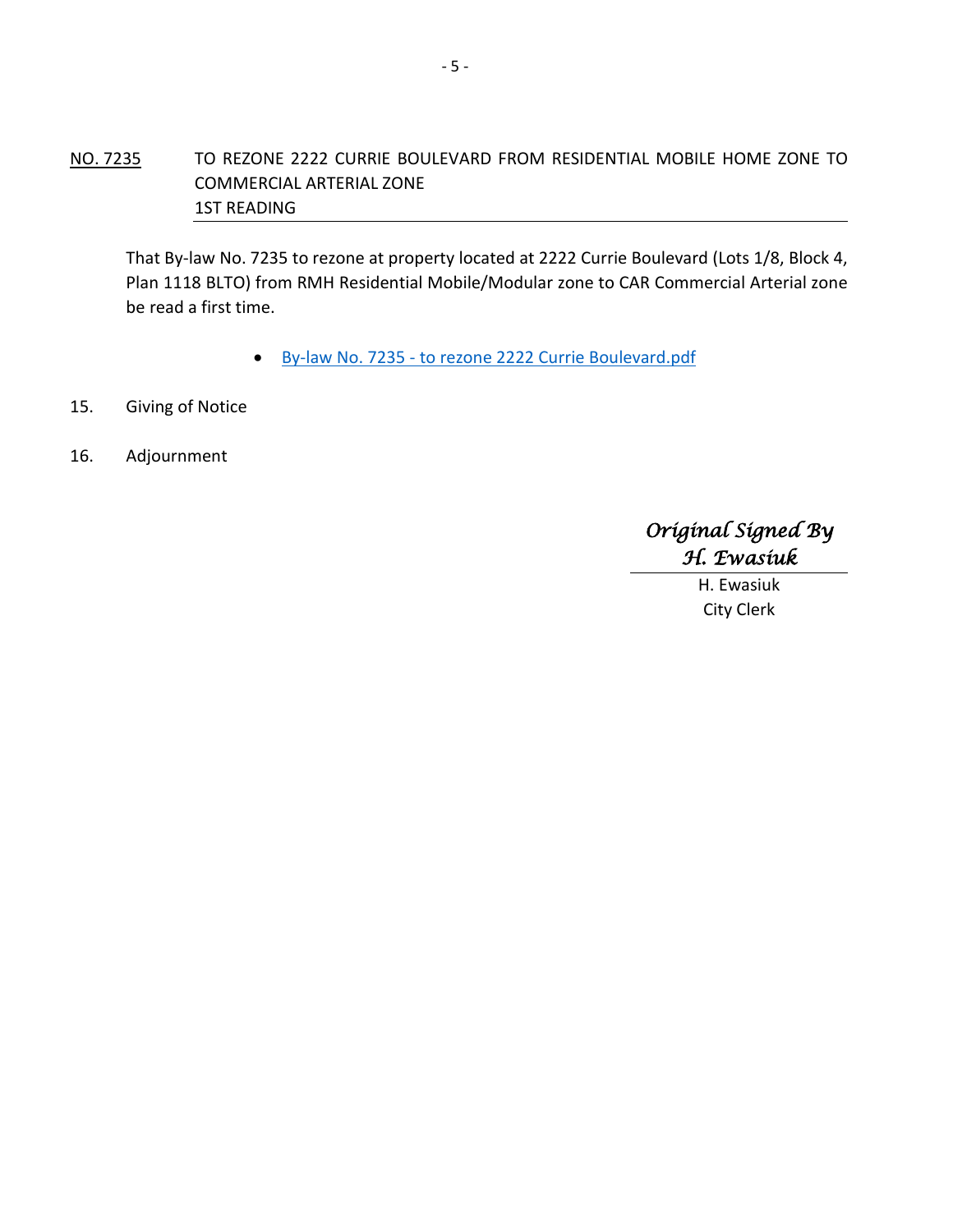<u>NO. 7235</u> TO REZONE 2222 CURRIE BOULEVARD FROM RESIDENTIAL MOBILE HOME ZONE TO COMMERCIAL ARTERIAL ZONE
1ST READING

That By-law No. 7235 to rezone at property located at 2222 Currie Boulevard (Lots 1/8, Block 4, Plan 1118 BLTO) from RMH Residential Mobile/Modular zone to CAR Commercial Arterial zone be read a first time.

- By-law No. 7235 - to rezone 2222 Currie Boulevard.pdf

15. Giving of Notice

16. Adjournment

*Original Signed By*
*H. Ewasiuk*

H. Ewasiuk
City Clerk